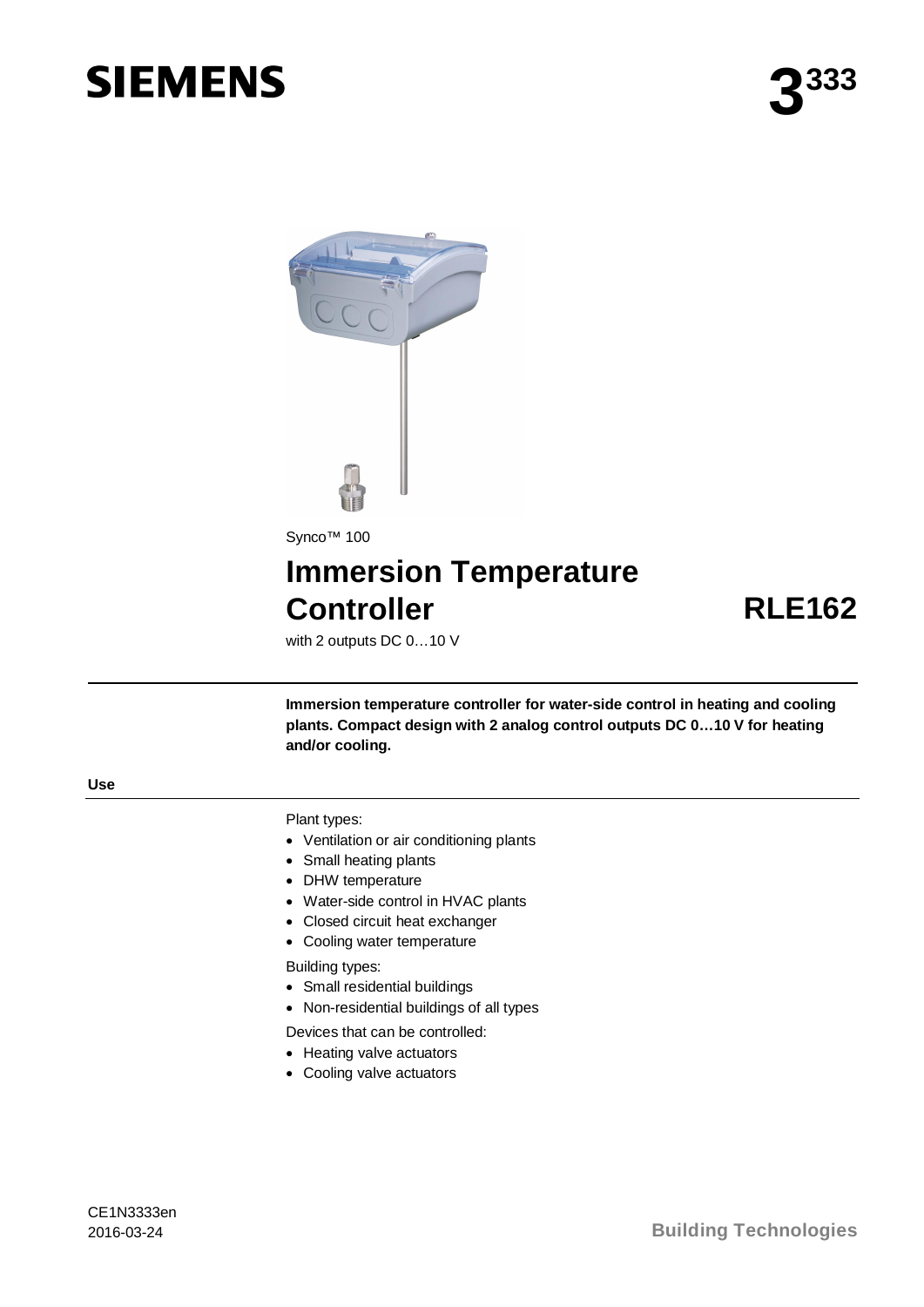SIEMENS

3333

Synco™ 100

# Immersion Temperature Controller RLE162

with 2 outputs DC 0…10 V

**Immersion temperature controller for water-side control in heating and cooling plants. Compact design with 2 analog control outputs DC 0…10 V for heating and/or cooling.**

## Use

Plant types:

- Ventilation or air conditioning plants
- Small heating plants
- DHW temperature
- Water-side control in HVAC plants
- Closed circuit heat exchanger
- Cooling water temperature

Building types:

- Small residential buildings
- Non-residential buildings of all types

Devices that can be controlled:

- Heating valve actuators
- Cooling valve actuators

CE1N3333en
2016-03-24

Building Technologies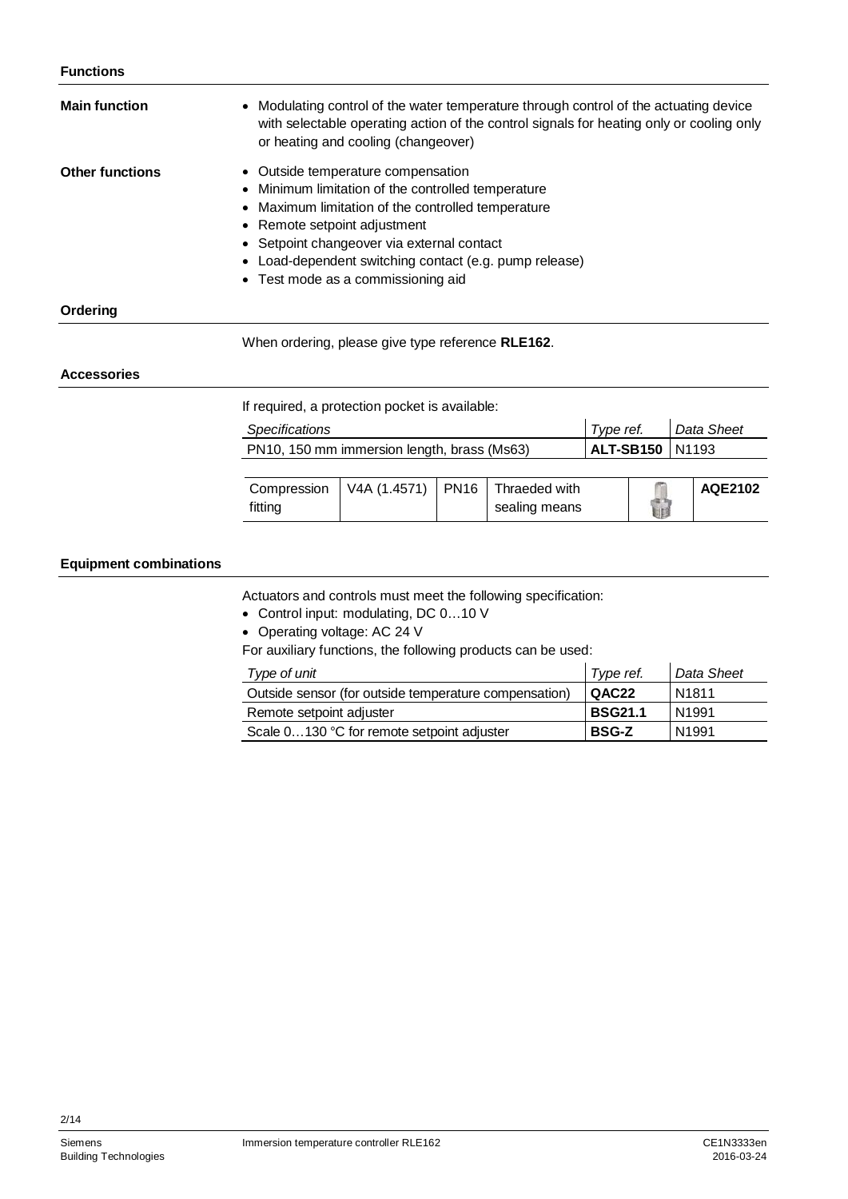## Functions

**Main function**

- Modulating control of the water temperature through control of the actuating device with selectable operating action of the control signals for heating only or cooling only or heating and cooling (changeover)

**Other functions**

- Outside temperature compensation
- Minimum limitation of the controlled temperature
- Maximum limitation of the controlled temperature
- Remote setpoint adjustment
- Setpoint changeover via external contact
- Load-dependent switching contact (e.g. pump release)
- Test mode as a commissioning aid

## Ordering

When ordering, please give type reference **RLE162**.

## Accessories

If required, a protection pocket is available:

| *Specifications* | *Type ref.* | *Data Sheet* |
|---|---|---|
| PN10, 150 mm immersion length, brass (Ms63) | **ALT-SB150** | N1193 |

| Compression fitting | V4A (1.4571) | PN16 | Thraeded with sealing means | | **AQE2102** |
|---|---|---|---|---|---|

## Equipment combinations

Actuators and controls must meet the following specification:

- Control input: modulating, DC 0…10 V
- Operating voltage: AC 24 V

For auxiliary functions, the following products can be used:

| *Type of unit* | *Type ref.* | *Data Sheet* |
|---|---|---|
| Outside sensor (for outside temperature compensation) | **QAC22** | N1811 |
| Remote setpoint adjuster | **BSG21.1** | N1991 |
| Scale 0…130 °C for remote setpoint adjuster | **BSG-Z** | N1991 |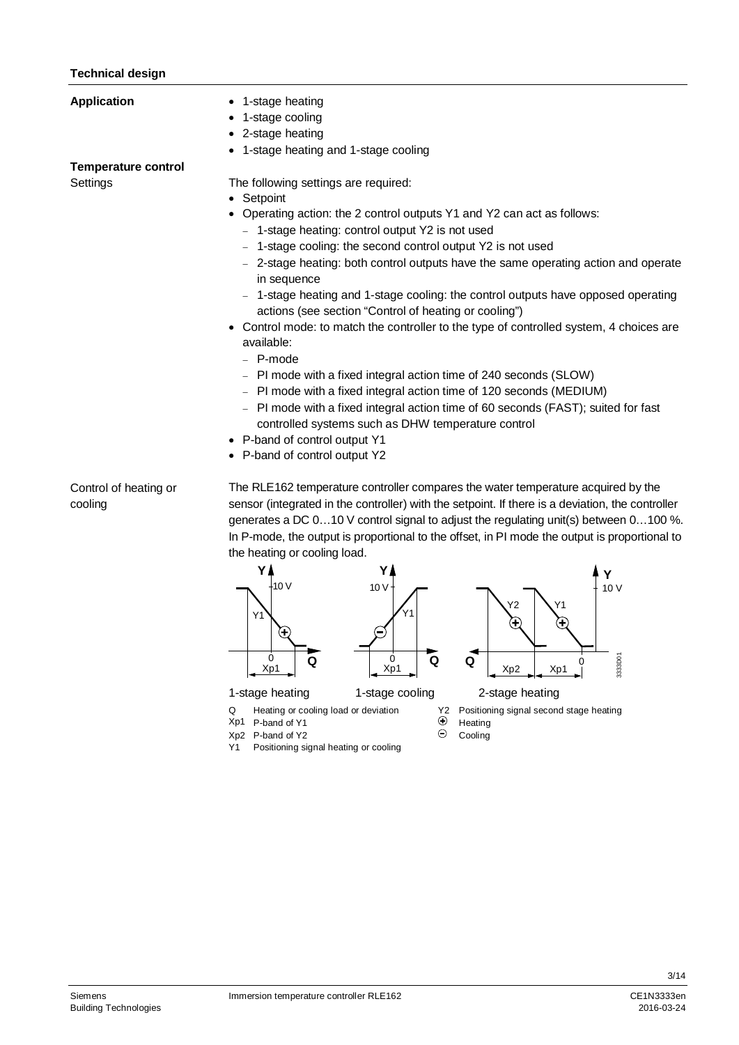## Technical design

**Application**

- 1-stage heating
- 1-stage cooling
- 2-stage heating
- 1-stage heating and 1-stage cooling

**Temperature control**

Settings

The following settings are required:

- Setpoint
- Operating action: the 2 control outputs Y1 and Y2 can act as follows:
  - 1-stage heating: control output Y2 is not used
  - 1-stage cooling: the second control output Y2 is not used
  - 2-stage heating: both control outputs have the same operating action and operate in sequence
  - 1-stage heating and 1-stage cooling: the control outputs have opposed operating actions (see section "Control of heating or cooling")
- Control mode: to match the controller to the type of controlled system, 4 choices are available:
  - P-mode
  - PI mode with a fixed integral action time of 240 seconds (SLOW)
  - PI mode with a fixed integral action time of 120 seconds (MEDIUM)
  - PI mode with a fixed integral action time of 60 seconds (FAST); suited for fast controlled systems such as DHW temperature control
- P-band of control output Y1
- P-band of control output Y2

Control of heating or cooling

The RLE162 temperature controller compares the water temperature acquired by the sensor (integrated in the controller) with the setpoint. If there is a deviation, the controller generates a DC 0…10 V control signal to adjust the regulating unit(s) between 0…100 %. In P-mode, the output is proportional to the offset, in PI mode the output is proportional to the heating or cooling load.

1-stage heating    1-stage cooling    2-stage heating

Q Heating or cooling load or deviation
Xp1 P-band of Y1
Xp2 P-band of Y2
Y1 Positioning signal heating or cooling
Y2 Positioning signal second stage heating
⊕ Heating
⊖ Cooling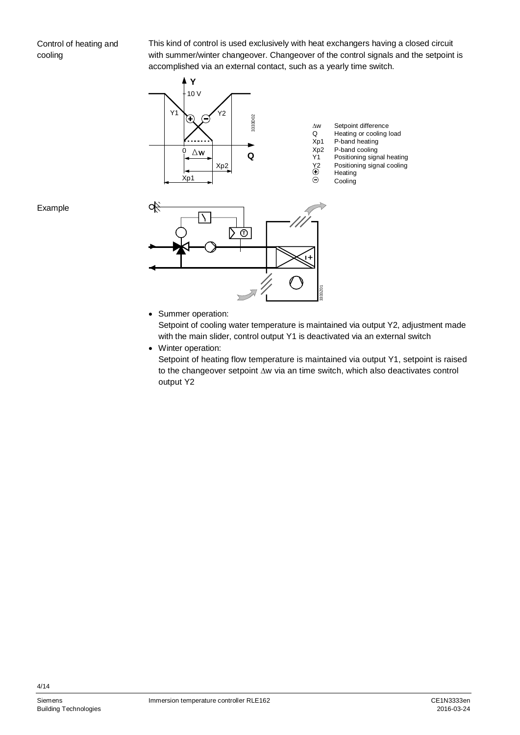## Control of heating and cooling

This kind of control is used exclusively with heat exchangers having a closed circuit with summer/winter changeover. Changeover of the control signals and the setpoint is accomplished via an external contact, such as a yearly time switch.

| | |
|---|---|
| ∆w | Setpoint difference |
| Q | Heating or cooling load |
| Xp1 | P-band heating |
| Xp2 | P-band cooling |
| Y1 | Positioning signal heating |
| Y2 | Positioning signal cooling |
| ⊕ | Heating |
| ⊖ | Cooling |

## Example

- Summer operation:
  Setpoint of cooling water temperature is maintained via output Y2, adjustment made with the main slider, control output Y1 is deactivated via an external switch
- Winter operation:
  Setpoint of heating flow temperature is maintained via output Y1, setpoint is raised to the changeover setpoint ∆w via an time switch, which also deactivates control output Y2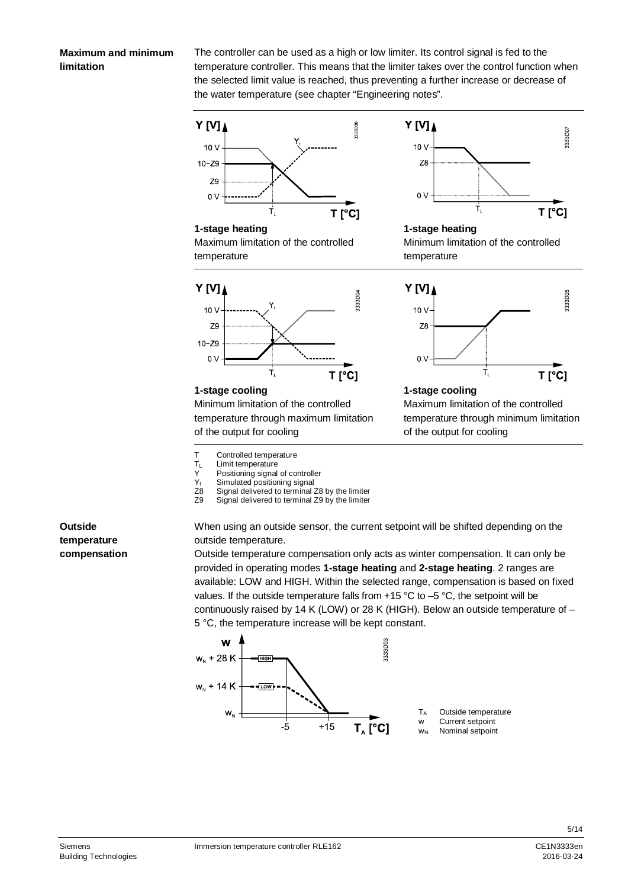## Maximum and minimum limitation

The controller can be used as a high or low limiter. Its control signal is fed to the temperature controller. This means that the limiter takes over the control function when the selected limit value is reached, thus preventing a further increase or decrease of the water temperature (see chapter "Engineering notes".

**1-stage heating**
Maximum limitation of the controlled temperature

**1-stage heating**
Minimum limitation of the controlled temperature

**1-stage cooling**
Minimum limitation of the controlled temperature through maximum limitation of the output for cooling

**1-stage cooling**
Maximum limitation of the controlled temperature through minimum limitation of the output for cooling

| | |
|---|---|
| T | Controlled temperature |
| $T_L$ | Limit temperature |
| Y | Positioning signal of controller |
| $Y_t$ | Simulated positioning signal |
| Z8 | Signal delivered to terminal Z8 by the limiter |
| Z9 | Signal delivered to terminal Z9 by the limiter |

## Outside temperature compensation

When using an outside sensor, the current setpoint will be shifted depending on the outside temperature.
Outside temperature compensation only acts as winter compensation. It can only be provided in operating modes **1-stage heating** and **2-stage heating**. 2 ranges are available: LOW and HIGH. Within the selected range, compensation is based on fixed values. If the outside temperature falls from +15 °C to –5 °C, the setpoint will be continuously raised by 14 K (LOW) or 28 K (HIGH). Below an outside temperature of –5 °C, the temperature increase will be kept constant.

| | |
|---|---|
| $T_A$ | Outside temperature |
| w | Current setpoint |
| $w_N$ | Nominal setpoint |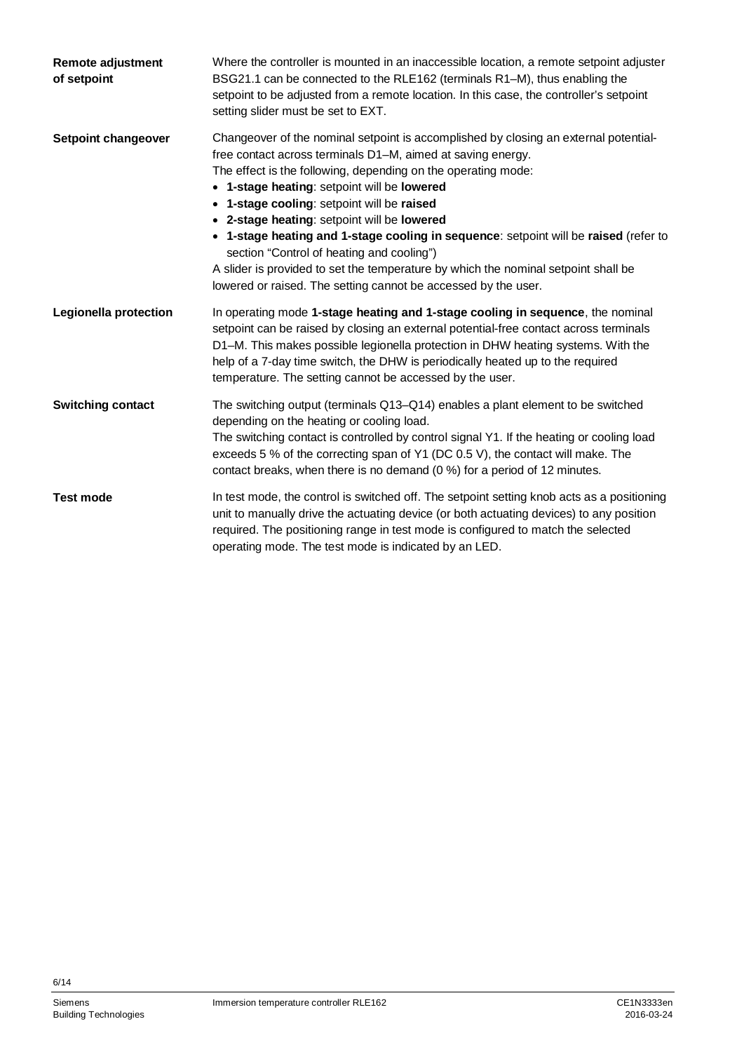**Remote adjustment of setpoint**

Where the controller is mounted in an inaccessible location, a remote setpoint adjuster BSG21.1 can be connected to the RLE162 (terminals R1–M), thus enabling the setpoint to be adjusted from a remote location. In this case, the controller's setpoint setting slider must be set to EXT.

**Setpoint changeover**

Changeover of the nominal setpoint is accomplished by closing an external potential-free contact across terminals D1–M, aimed at saving energy.
The effect is the following, depending on the operating mode:

- **1-stage heating**: setpoint will be **lowered**
- **1-stage cooling**: setpoint will be **raised**
- **2-stage heating**: setpoint will be **lowered**
- **1-stage heating and 1-stage cooling in sequence**: setpoint will be **raised** (refer to section "Control of heating and cooling")

A slider is provided to set the temperature by which the nominal setpoint shall be lowered or raised. The setting cannot be accessed by the user.

**Legionella protection**

In operating mode **1-stage heating and 1-stage cooling in sequence**, the nominal setpoint can be raised by closing an external potential-free contact across terminals D1–M. This makes possible legionella protection in DHW heating systems. With the help of a 7-day time switch, the DHW is periodically heated up to the required temperature. The setting cannot be accessed by the user.

**Switching contact**

The switching output (terminals Q13–Q14) enables a plant element to be switched depending on the heating or cooling load.
The switching contact is controlled by control signal Y1. If the heating or cooling load exceeds 5 % of the correcting span of Y1 (DC 0.5 V), the contact will make. The contact breaks, when there is no demand (0 %) for a period of 12 minutes.

**Test mode**

In test mode, the control is switched off. The setpoint setting knob acts as a positioning unit to manually drive the actuating device (or both actuating devices) to any position required. The positioning range in test mode is configured to match the selected operating mode. The test mode is indicated by an LED.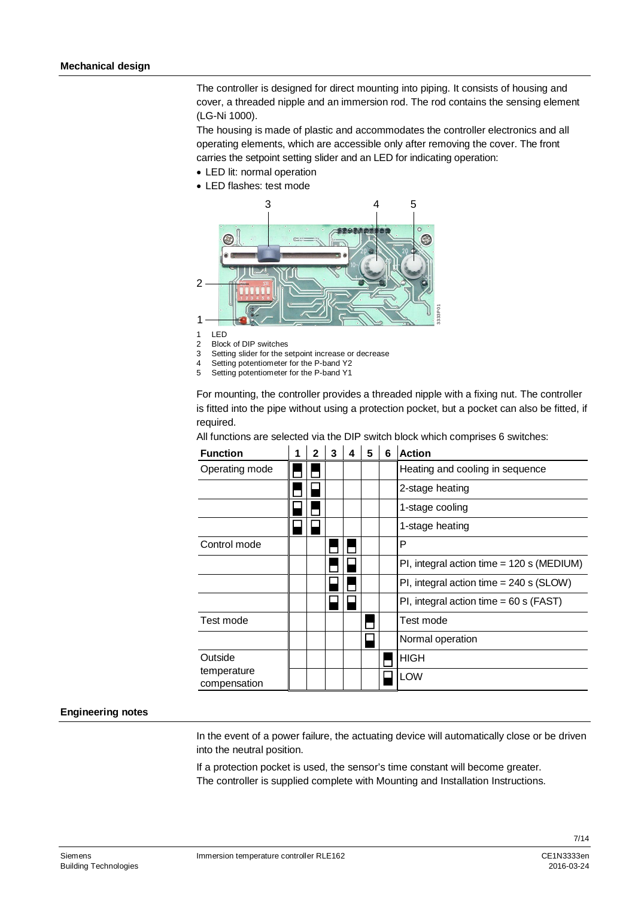## Mechanical design

The controller is designed for direct mounting into piping. It consists of housing and cover, a threaded nipple and an immersion rod. The rod contains the sensing element (LG-Ni 1000).

The housing is made of plastic and accommodates the controller electronics and all operating elements, which are accessible only after removing the cover. The front carries the setpoint setting slider and an LED for indicating operation:

- LED lit: normal operation
- LED flashes: test mode

1 LED
2 Block of DIP switches
3 Setting slider for the setpoint increase or decrease
4 Setting potentiometer for the P-band Y2
5 Setting potentiometer for the P-band Y1

For mounting, the controller provides a threaded nipple with a fixing nut. The controller is fitted into the pipe without using a protection pocket, but a pocket can also be fitted, if required.

All functions are selected via the DIP switch block which comprises 6 switches:

| Function | 1 | 2 | 3 | 4 | 5 | 6 | Action |
|---|---|---|---|---|---|---|---|
| Operating mode | ON | ON | | | | | Heating and cooling in sequence |
| | ON | OFF | | | | | 2-stage heating |
| | OFF | ON | | | | | 1-stage cooling |
| | OFF | OFF | | | | | 1-stage heating |
| Control mode | | | ON | ON | | | P |
| | | | ON | OFF | | | PI, integral action time = 120 s (MEDIUM) |
| | | | OFF | ON | | | PI, integral action time = 240 s (SLOW) |
| | | | OFF | OFF | | | PI, integral action time = 60 s (FAST) |
| Test mode | | | | | ON | | Test mode |
| | | | | | OFF | | Normal operation |
| Outside temperature compensation | | | | | | ON | HIGH |
| | | | | | | OFF | LOW |

## Engineering notes

In the event of a power failure, the actuating device will automatically close or be driven into the neutral position.

If a protection pocket is used, the sensor's time constant will become greater.
The controller is supplied complete with Mounting and Installation Instructions.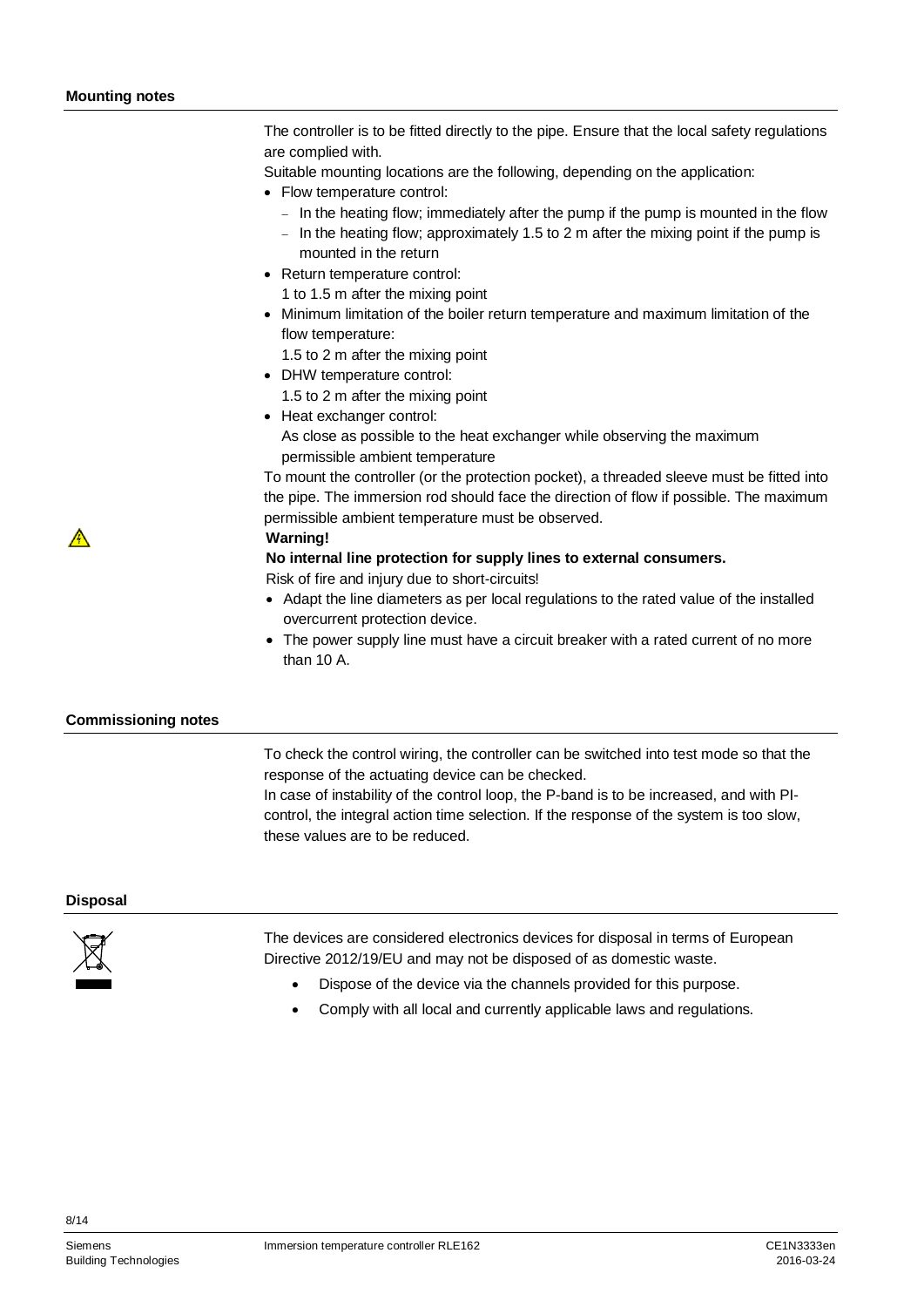## Mounting notes

The controller is to be fitted directly to the pipe. Ensure that the local safety regulations are complied with.

Suitable mounting locations are the following, depending on the application:

- Flow temperature control:
  - In the heating flow; immediately after the pump if the pump is mounted in the flow
  - In the heating flow; approximately 1.5 to 2 m after the mixing point if the pump is mounted in the return
- Return temperature control:
  1 to 1.5 m after the mixing point
- Minimum limitation of the boiler return temperature and maximum limitation of the flow temperature:
  1.5 to 2 m after the mixing point
- DHW temperature control:
  1.5 to 2 m after the mixing point
- Heat exchanger control:
  As close as possible to the heat exchanger while observing the maximum permissible ambient temperature

To mount the controller (or the protection pocket), a threaded sleeve must be fitted into the pipe. The immersion rod should face the direction of flow if possible. The maximum permissible ambient temperature must be observed.

**Warning!**

**No internal line protection for supply lines to external consumers.**

Risk of fire and injury due to short-circuits!

- Adapt the line diameters as per local regulations to the rated value of the installed overcurrent protection device.
- The power supply line must have a circuit breaker with a rated current of no more than 10 A.

## Commissioning notes

To check the control wiring, the controller can be switched into test mode so that the response of the actuating device can be checked.

In case of instability of the control loop, the P-band is to be increased, and with PI-control, the integral action time selection. If the response of the system is too slow, these values are to be reduced.

## Disposal

The devices are considered electronics devices for disposal in terms of European Directive 2012/19/EU and may not be disposed of as domestic waste.

- Dispose of the device via the channels provided for this purpose.
- Comply with all local and currently applicable laws and regulations.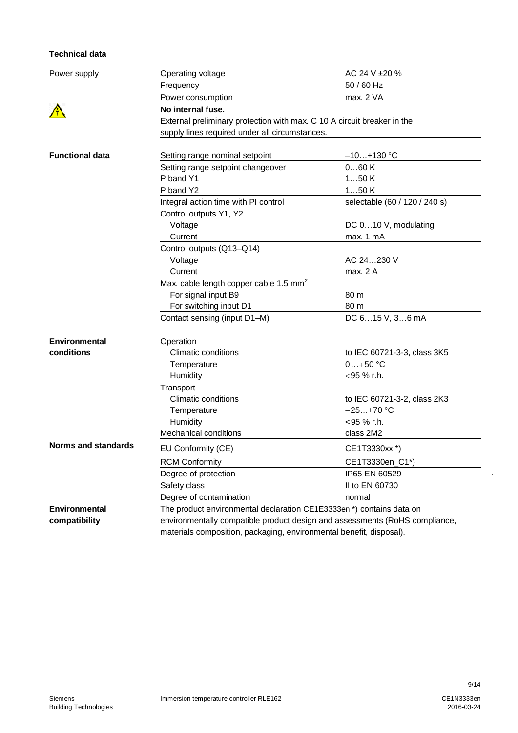## Technical data

| | | |
|---|---|---|
| Power supply | Operating voltage | AC 24 V ±20 % |
| | Frequency | 50 / 60 Hz |
| | Power consumption | max. 2 VA |
| | **No internal fuse.** External preliminary protection with max. C 10 A circuit breaker in the supply lines required under all circumstances. | |
| **Functional data** | Setting range nominal setpoint | –10…+130 °C |
| | Setting range setpoint changeover | 0…60 K |
| | P band Y1 | 1…50 K |
| | P band Y2 | 1…50 K |
| | Integral action time with PI control | selectable (60 / 120 / 240 s) |
| | Control outputs Y1, Y2 | |
| | Voltage | DC 0…10 V, modulating |
| | Current | max. 1 mA |
| | Control outputs (Q13–Q14) | |
| | Voltage | AC 24…230 V |
| | Current | max. 2 A |
| | Max. cable length copper cable 1.5 $mm^2$ | |
| | For signal input B9 | 80 m |
| | For switching input D1 | 80 m |
| | Contact sensing (input D1–M) | DC 6…15 V, 3…6 mA |
| **Environmental conditions** | Operation | |
| | Climatic conditions | to IEC 60721-3-3, class 3K5 |
| | Temperature | 0…+50 °C |
| | Humidity | <95 % r.h. |
| | Transport | |
| | Climatic conditions | to IEC 60721-3-2, class 2K3 |
| | Temperature | −25…+70 °C |
| | Humidity | <95 % r.h. |
| | Mechanical conditions | class 2M2 |
| **Norms and standards** | EU Conformity (CE) | CE1T3330xx *) |
| | RCM Conformity | CE1T3330en_C1*) |
| | Degree of protection | IP65 EN 60529 |
| | Safety class | II to EN 60730 |
| | Degree of contamination | normal |
| **Environmental compatibility** | The product environmental declaration CE1E3333en *) contains data on environmentally compatible product design and assessments (RoHS compliance, materials composition, packaging, environmental benefit, disposal). | |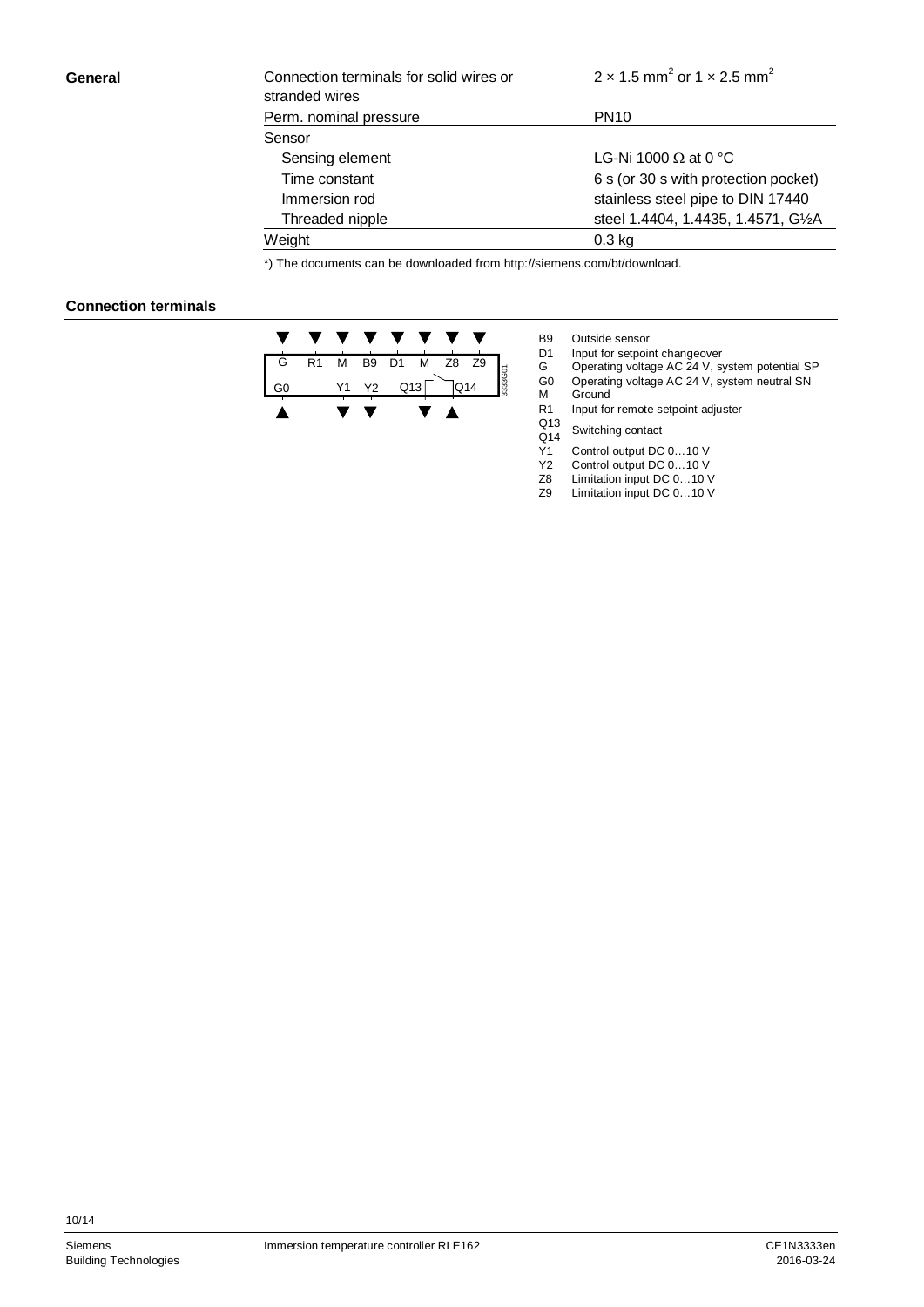**General**

| Connection terminals for solid wires or stranded wires | 2 × 1.5 mm$^2$ or 1 × 2.5 mm$^2$ |
|---|---|
| Perm. nominal pressure | PN10 |
| Sensor | |
| Sensing element | LG-Ni 1000 Ω at 0 °C |
| Time constant | 6 s (or 30 s with protection pocket) |
| Immersion rod | stainless steel pipe to DIN 17440 |
| Threaded nipple | steel 1.4404, 1.4435, 1.4571, G½A |
| Weight | 0.3 kg |

*) The documents can be downloaded from http://siemens.com/bt/download.

**Connection terminals**

```
▼   ▼   ▼   ▼   ▼   ▼   ▼   ▼
G   R1  M   B9  D1  M   Z8  Z9
G0      Y1  Y2  Q13     Q14
▲       ▼   ▼       ▼   ▲
```

3333G01

- B9 Outside sensor
- D1 Input for setpoint changeover
- G Operating voltage AC 24 V, system potential SP
- G0 Operating voltage AC 24 V, system neutral SN
- M Ground
- R1 Input for remote setpoint adjuster
- Q13 Q14 Switching contact
- Y1 Control output DC 0…10 V
- Y2 Control output DC 0…10 V
- Z8 Limitation input DC 0…10 V
- Z9 Limitation input DC 0…10 V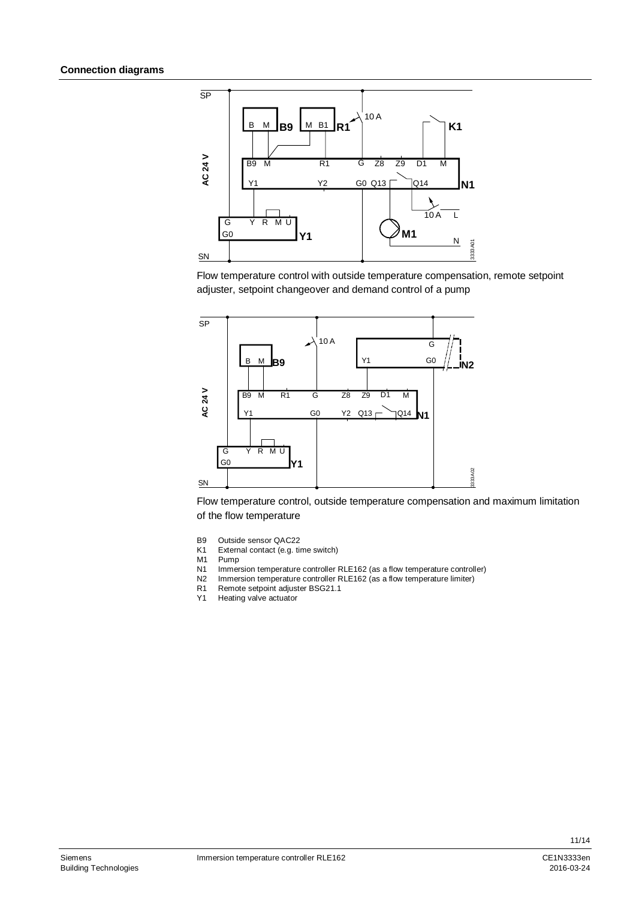### Connection diagrams

Flow temperature control with outside temperature compensation, remote setpoint adjuster, setpoint changeover and demand control of a pump

Flow temperature control, outside temperature compensation and maximum limitation of the flow temperature

- B9 Outside sensor QAC22
- K1 External contact (e.g. time switch)
- M1 Pump
- N1 Immersion temperature controller RLE162 (as a flow temperature controller)
- N2 Immersion temperature controller RLE162 (as a flow temperature limiter)
- R1 Remote setpoint adjuster BSG21.1
- Y1 Heating valve actuator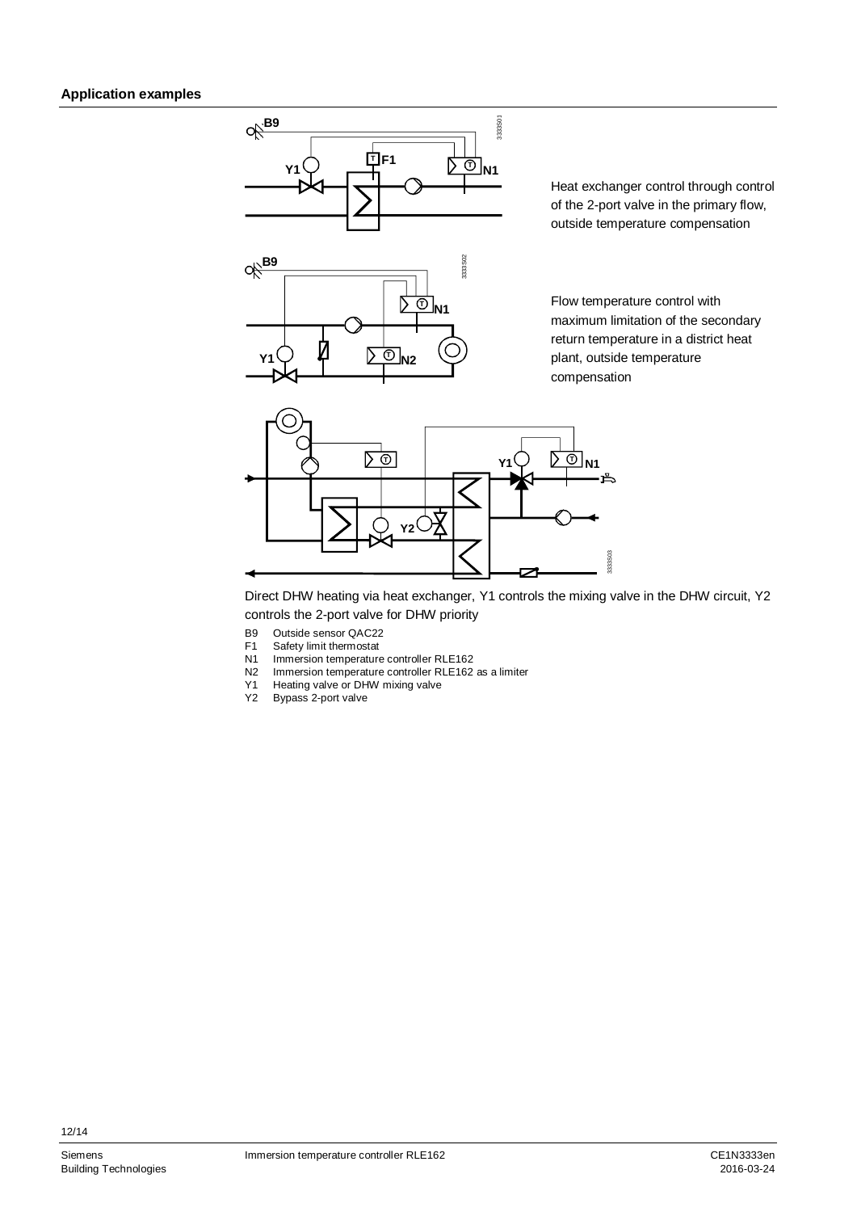### Application examples

Heat exchanger control through control of the 2-port valve in the primary flow, outside temperature compensation

Flow temperature control with maximum limitation of the secondary return temperature in a district heat plant, outside temperature compensation

Direct DHW heating via heat exchanger, Y1 controls the mixing valve in the DHW circuit, Y2 controls the 2-port valve for DHW priority

- B9 Outside sensor QAC22
- F1 Safety limit thermostat
- N1 Immersion temperature controller RLE162
- N2 Immersion temperature controller RLE162 as a limiter
- Y1 Heating valve or DHW mixing valve
- Y2 Bypass 2-port valve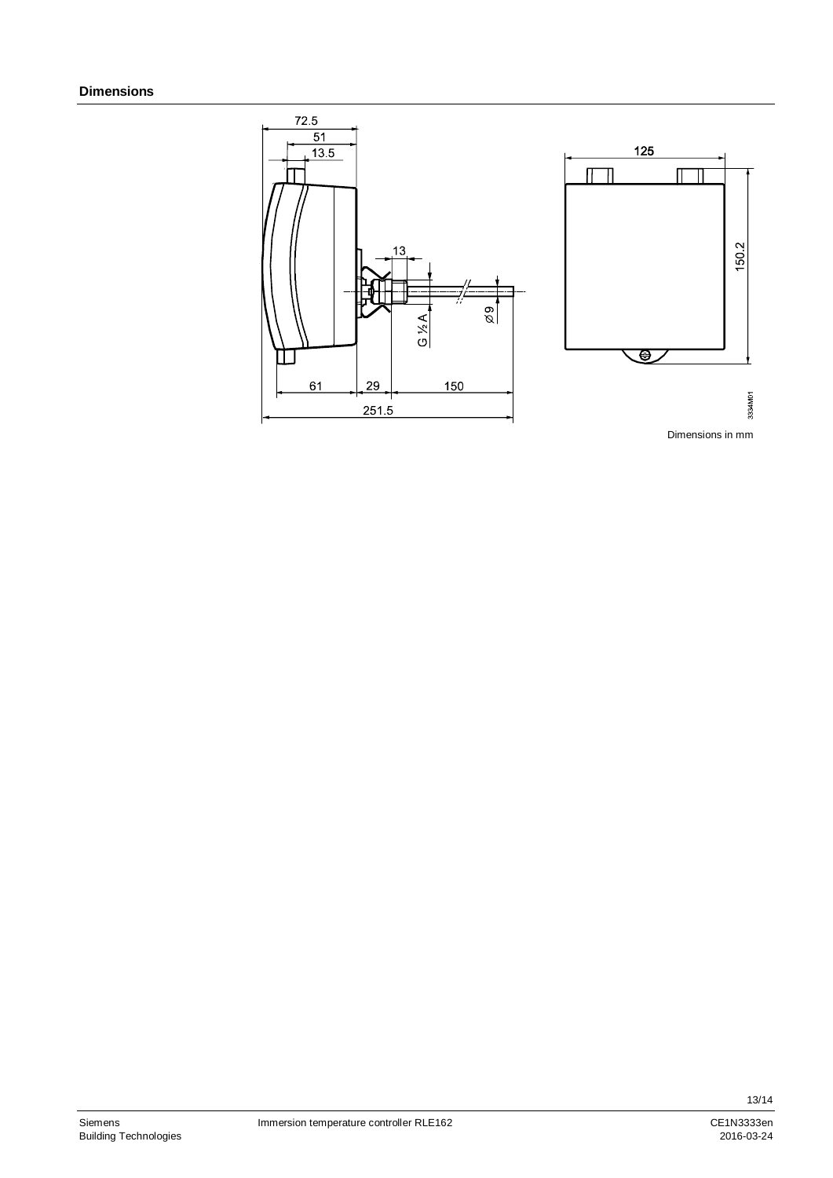## Dimensions

72.5
51
13.5
125
13
150.2
G ½ A
Ø 9
61
29
150
251.5
3334M01

Dimensions in mm